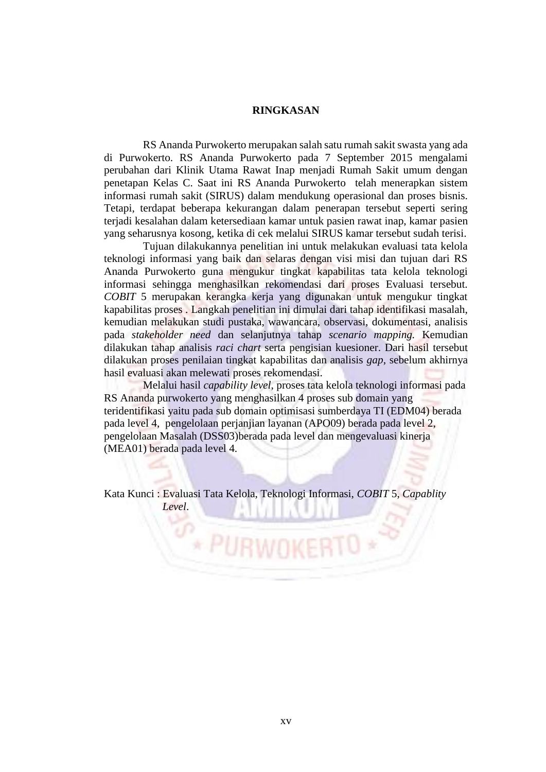# RINGKASAN

RS Ananda Purwokerto merupakan salah satu rumah sakit swasta yang ada di Purwokerto. RS Ananda Purwokerto pada 7 September 2015 mengalami perubahan dari Klinik Utama Rawat Inap menjadi Rumah Sakit umum dengan penetapan Kelas C. Saat ini RS Ananda Purwokerto telah menerapkan sistem informasi rumah sakit (SIRUS) dalam mendukung operasional dan proses bisnis. Tetapi, terdapat beberapa kekurangan dalam penerapan tersebut seperti sering terjadi kesalahan dalam ketersediaan kamar untuk pasien rawat inap, kamar pasien yang seharusnya kosong, ketika di cek melalui SIRUS kamar tersebut sudah terisi.

Tujuan dilakukannya penelitian ini untuk melakukan evaluasi tata kelola teknologi informasi yang baik dan selaras dengan visi misi dan tujuan dari RS Ananda Purwokerto guna mengukur tingkat kapabilitas tata kelola teknologi informasi sehingga menghasilkan rekomendasi dari proses Evaluasi tersebut. *COBIT* 5 merupakan kerangka kerja yang digunakan untuk mengukur tingkat kapabilitas proses . Langkah penelitian ini dimulai dari tahap identifikasi masalah, kemudian melakukan studi pustaka, wawancara, observasi, dokumentasi, analisis pada *stakeholder need* dan selanjutnya tahap *scenario mapping.* Kemudian dilakukan tahap analisis *raci chart* serta pengisian kuesioner. Dari hasil tersebut dilakukan proses penilaian tingkat kapabilitas dan analisis *gap*, sebelum akhirnya hasil evaluasi akan melewati proses rekomendasi.

Melalui hasil *capability level*, proses tata kelola teknologi informasi pada RS Ananda purwokerto yang menghasilkan 4 proses sub domain yang teridentifikasi yaitu pada sub domain optimisasi sumberdaya TI (EDM04) berada pada level 4, pengelolaan perjanjian layanan (APO09) berada pada level 2, pengelolaan Masalah (DSS03)berada pada level dan mengevaluasi kinerja (MEA01) berada pada level 4.

Kata Kunci : Evaluasi Tata Kelola, Teknologi Informasi, *COBIT* 5, *Capablity Level*.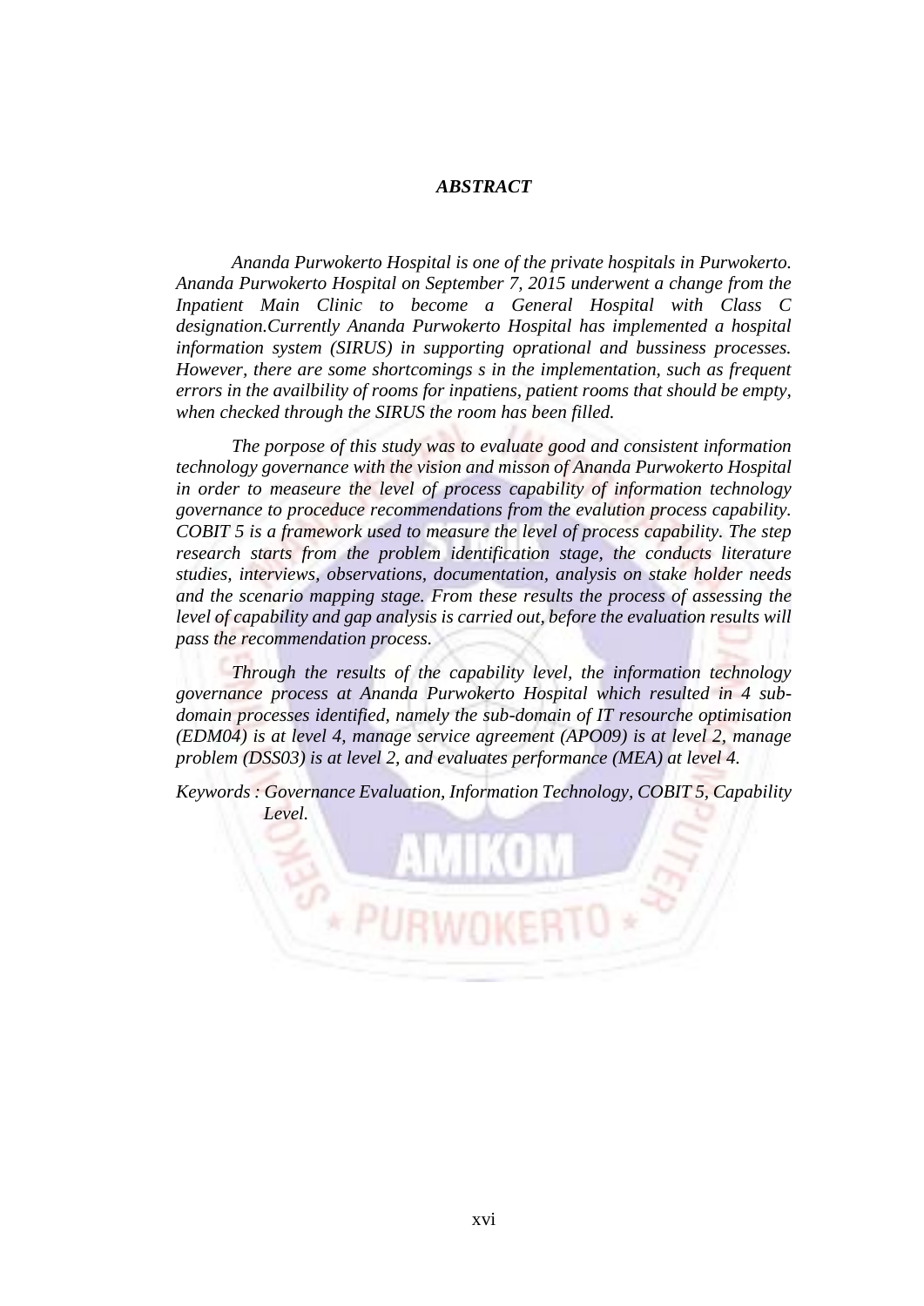# *ABSTRACT*

*Ananda Purwokerto Hospital is one of the private hospitals in Purwokerto. Ananda Purwokerto Hospital on September 7, 2015 underwent a change from the Inpatient Main Clinic to become a General Hospital with Class C designation.Currently Ananda Purwokerto Hospital has implemented a hospital information system (SIRUS) in supporting oprational and bussiness processes. However, there are some shortcomings s in the implementation, such as frequent errors in the availbility of rooms for inpatiens, patient rooms that should be empty, when checked through the SIRUS the room has been filled.*

*The porpose of this study was to evaluate good and consistent information technology governance with the vision and misson of Ananda Purwokerto Hospital in order to measeure the level of process capability of information technology governance to proceduce recommendations from the evalution process capability. COBIT 5 is a framework used to measure the level of process capability. The step research starts from the problem identification stage, the conducts literature studies, interviews, observations, documentation, analysis on stake holder needs and the scenario mapping stage. From these results the process of assessing the level of capability and gap analysis is carried out, before the evaluation results will pass the recommendation process.*

*Through the results of the capability level, the information technology governance process at Ananda Purwokerto Hospital which resulted in 4 sub-domain processes identified, namely the sub-domain of IT resourche optimisation (EDM04) is at level 4, manage service agreement (APO09) is at level 2, manage problem (DSS03) is at level 2, and evaluates performance (MEA) at level 4.*

*Keywords : Governance Evaluation, Information Technology, COBIT 5, Capability Level.*